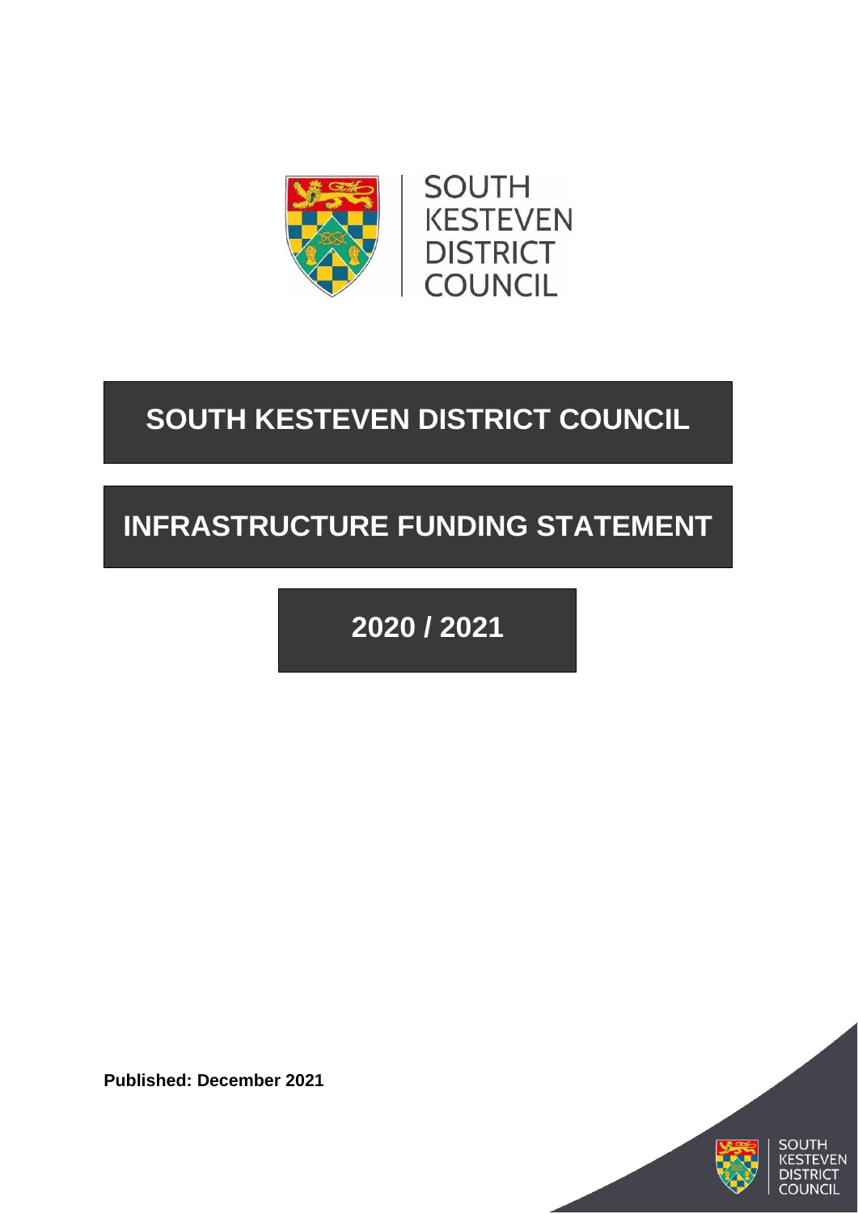# SOUTH KESTEVEN DISTRICT COUNCIL

# INFRASTRUCTURE FUNDING STATEMENT

# 2020 / 2021

**Published: December 2021**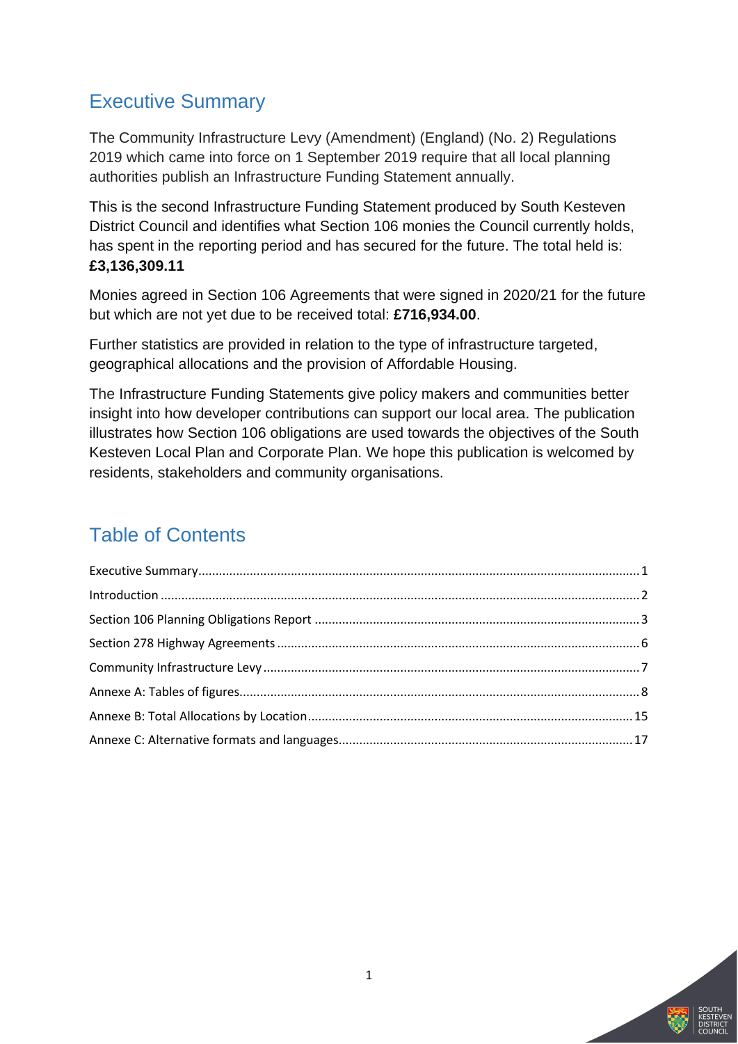## Executive Summary

The Community Infrastructure Levy (Amendment) (England) (No. 2) Regulations 2019 which came into force on 1 September 2019 require that all local planning authorities publish an Infrastructure Funding Statement annually.

This is the second Infrastructure Funding Statement produced by South Kesteven District Council and identifies what Section 106 monies the Council currently holds, has spent in the reporting period and has secured for the future. The total held is: **£3,136,309.11**

Monies agreed in Section 106 Agreements that were signed in 2020/21 for the future but which are not yet due to be received total: **£716,934.00**.

Further statistics are provided in relation to the type of infrastructure targeted, geographical allocations and the provision of Affordable Housing.

The Infrastructure Funding Statements give policy makers and communities better insight into how developer contributions can support our local area. The publication illustrates how Section 106 obligations are used towards the objectives of the South Kesteven Local Plan and Corporate Plan. We hope this publication is welcomed by residents, stakeholders and community organisations.

## Table of Contents

- Executive Summary ........ 1
- Introduction ........ 2
- Section 106 Planning Obligations Report ........ 3
- Section 278 Highway Agreements ........ 6
- Community Infrastructure Levy ........ 7
- Annexe A: Tables of figures ........ 8
- Annexe B: Total Allocations by Location ........ 15
- Annexe C: Alternative formats and languages ........ 17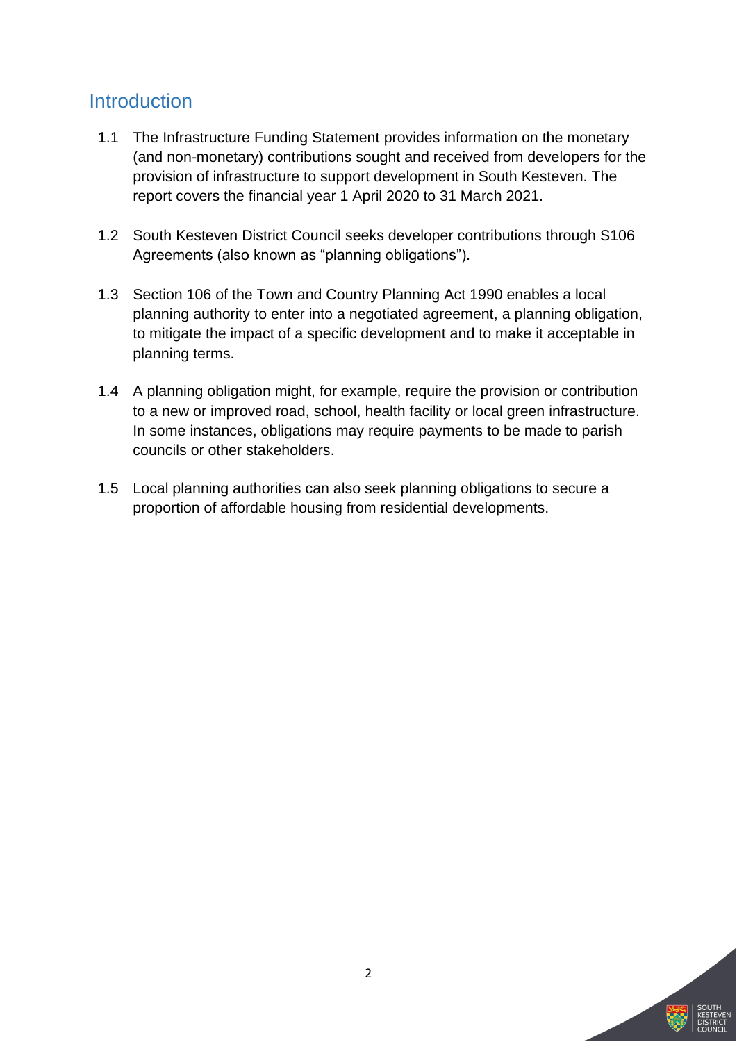## Introduction

1.1 The Infrastructure Funding Statement provides information on the monetary (and non-monetary) contributions sought and received from developers for the provision of infrastructure to support development in South Kesteven. The report covers the financial year 1 April 2020 to 31 March 2021.

1.2 South Kesteven District Council seeks developer contributions through S106 Agreements (also known as "planning obligations").

1.3 Section 106 of the Town and Country Planning Act 1990 enables a local planning authority to enter into a negotiated agreement, a planning obligation, to mitigate the impact of a specific development and to make it acceptable in planning terms.

1.4 A planning obligation might, for example, require the provision or contribution to a new or improved road, school, health facility or local green infrastructure. In some instances, obligations may require payments to be made to parish councils or other stakeholders.

1.5 Local planning authorities can also seek planning obligations to secure a proportion of affordable housing from residential developments.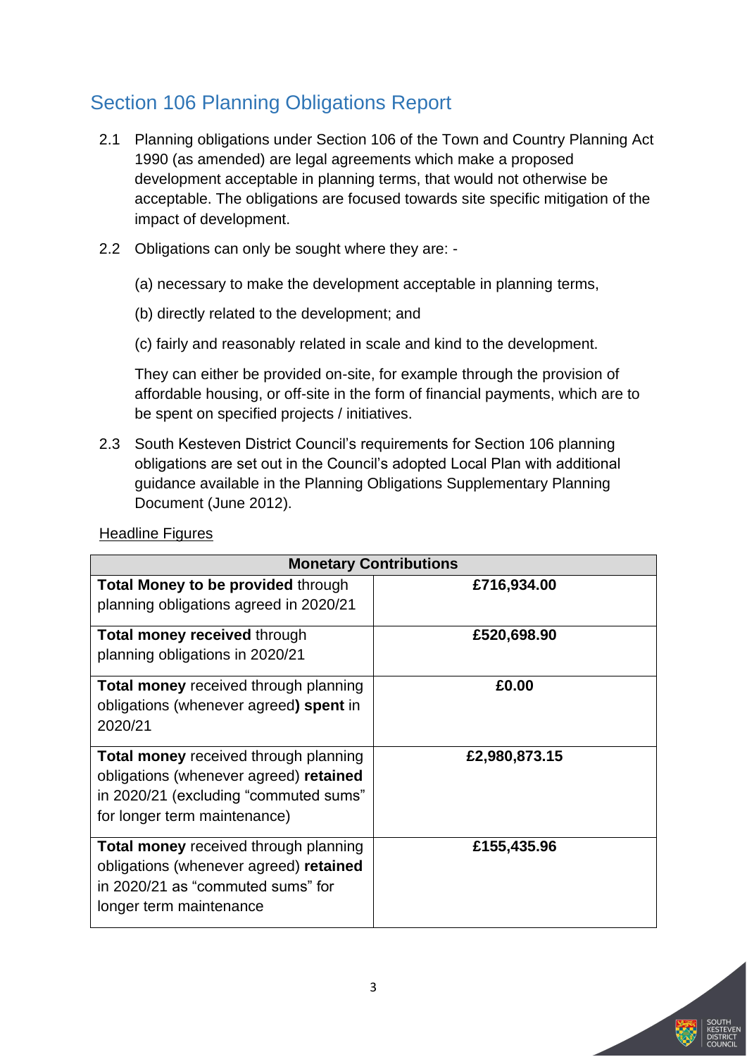## Section 106 Planning Obligations Report

2.1 Planning obligations under Section 106 of the Town and Country Planning Act 1990 (as amended) are legal agreements which make a proposed development acceptable in planning terms, that would not otherwise be acceptable. The obligations are focused towards site specific mitigation of the impact of development.

2.2 Obligations can only be sought where they are: -

(a) necessary to make the development acceptable in planning terms,

(b) directly related to the development; and

(c) fairly and reasonably related in scale and kind to the development.

They can either be provided on-site, for example through the provision of affordable housing, or off-site in the form of financial payments, which are to be spent on specified projects / initiatives.

2.3 South Kesteven District Council's requirements for Section 106 planning obligations are set out in the Council's adopted Local Plan with additional guidance available in the Planning Obligations Supplementary Planning Document (June 2012).

Headline Figures

| **Monetary Contributions** | |
|---|---|
| **Total Money to be provided** through planning obligations agreed in 2020/21 | **£716,934.00** |
| **Total money received** through planning obligations in 2020/21 | **£520,698.90** |
| **Total money** received through planning obligations (whenever agreed**) spent** in 2020/21 | **£0.00** |
| **Total money** received through planning obligations (whenever agreed) **retained** in 2020/21 (excluding "commuted sums" for longer term maintenance) | **£2,980,873.15** |
| **Total money** received through planning obligations (whenever agreed) **retained** in 2020/21 as "commuted sums" for longer term maintenance | **£155,435.96** |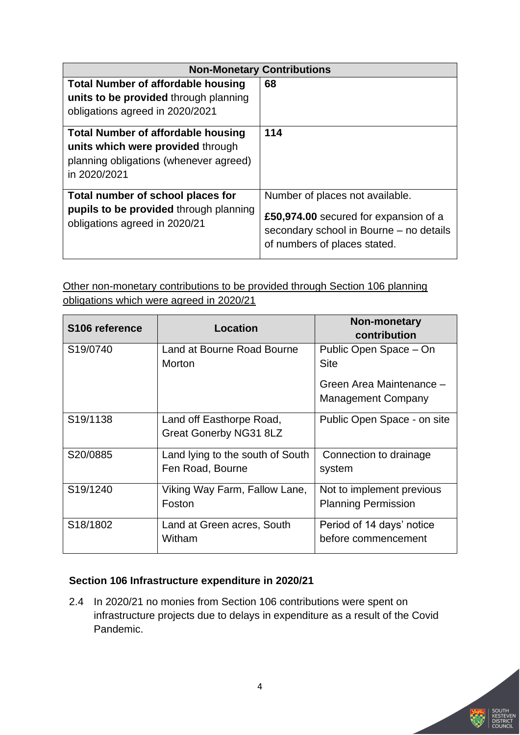| Non-Monetary Contributions | |
|---|---|
| **Total Number of affordable housing units to be provided** through planning obligations agreed in 2020/2021 | **68** |
| **Total Number of affordable housing units which were provided** through planning obligations (whenever agreed) in 2020/2021 | **114** |
| **Total number of school places for pupils to be provided** through planning obligations agreed in 2020/21 | Number of places not available. **£50,974.00** secured for expansion of a secondary school in Bourne – no details of numbers of places stated. |

Other non-monetary contributions to be provided through Section 106 planning obligations which were agreed in 2020/21

| S106 reference | Location | Non-monetary contribution |
|---|---|---|
| S19/0740 | Land at Bourne Road Bourne Morton | Public Open Space – On Site<br>Green Area Maintenance – Management Company |
| S19/1138 | Land off Easthorpe Road, Great Gonerby NG31 8LZ | Public Open Space - on site |
| S20/0885 | Land lying to the south of South Fen Road, Bourne | Connection to drainage system |
| S19/1240 | Viking Way Farm, Fallow Lane, Foston | Not to implement previous Planning Permission |
| S18/1802 | Land at Green acres, South Witham | Period of 14 days' notice before commencement |

### Section 106 Infrastructure expenditure in 2020/21

2.4 In 2020/21 no monies from Section 106 contributions were spent on infrastructure projects due to delays in expenditure as a result of the Covid Pandemic.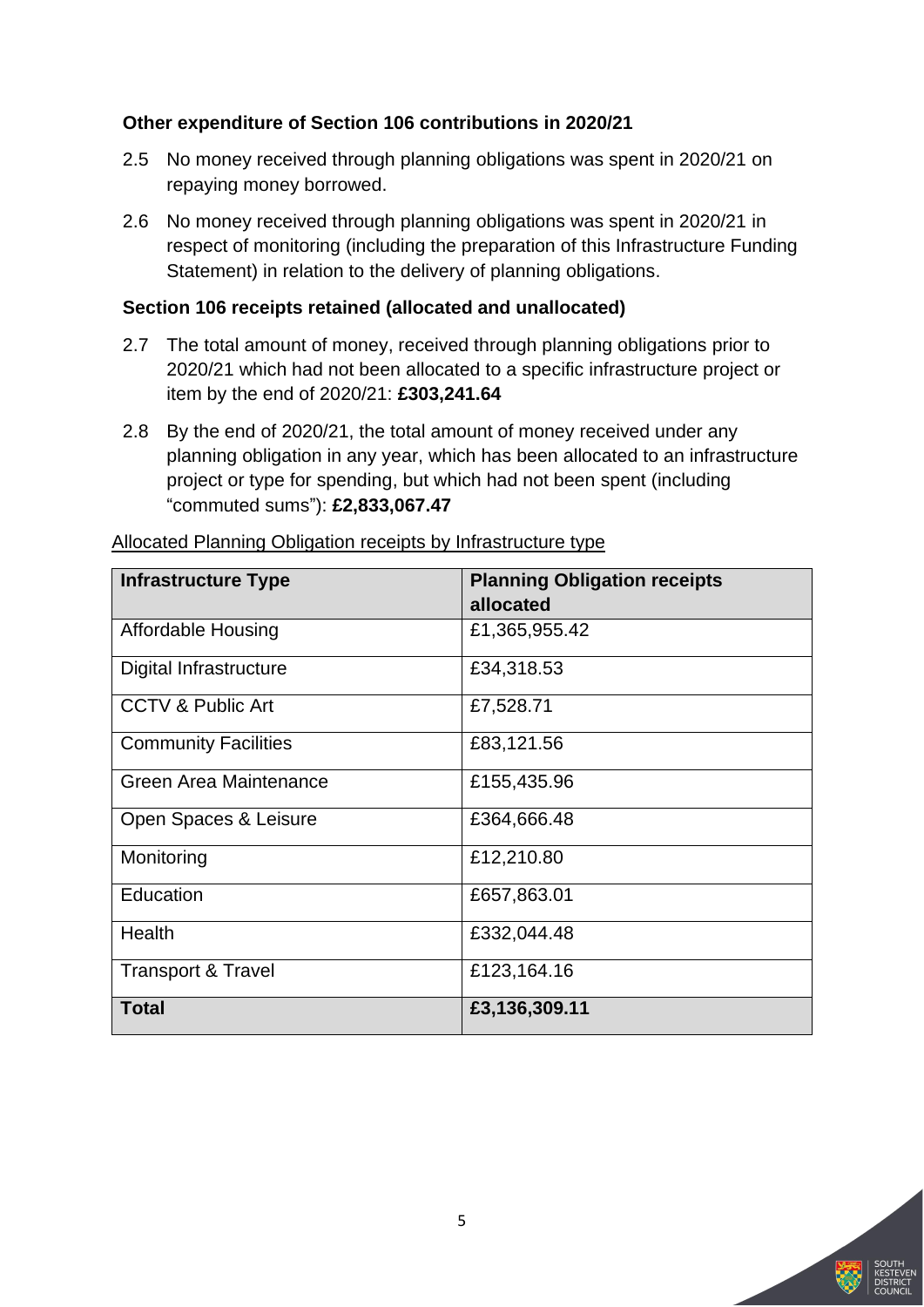### Other expenditure of Section 106 contributions in 2020/21

2.5 No money received through planning obligations was spent in 2020/21 on repaying money borrowed.

2.6 No money received through planning obligations was spent in 2020/21 in respect of monitoring (including the preparation of this Infrastructure Funding Statement) in relation to the delivery of planning obligations.

### Section 106 receipts retained (allocated and unallocated)

2.7 The total amount of money, received through planning obligations prior to 2020/21 which had not been allocated to a specific infrastructure project or item by the end of 2020/21: **£303,241.64**

2.8 By the end of 2020/21, the total amount of money received under any planning obligation in any year, which has been allocated to an infrastructure project or type for spending, but which had not been spent (including "commuted sums"): **£2,833,067.47**

Allocated Planning Obligation receipts by Infrastructure type

| Infrastructure Type | Planning Obligation receipts allocated |
|---|---|
| Affordable Housing | £1,365,955.42 |
| Digital Infrastructure | £34,318.53 |
| CCTV & Public Art | £7,528.71 |
| Community Facilities | £83,121.56 |
| Green Area Maintenance | £155,435.96 |
| Open Spaces & Leisure | £364,666.48 |
| Monitoring | £12,210.80 |
| Education | £657,863.01 |
| Health | £332,044.48 |
| Transport & Travel | £123,164.16 |
| **Total** | **£3,136,309.11** |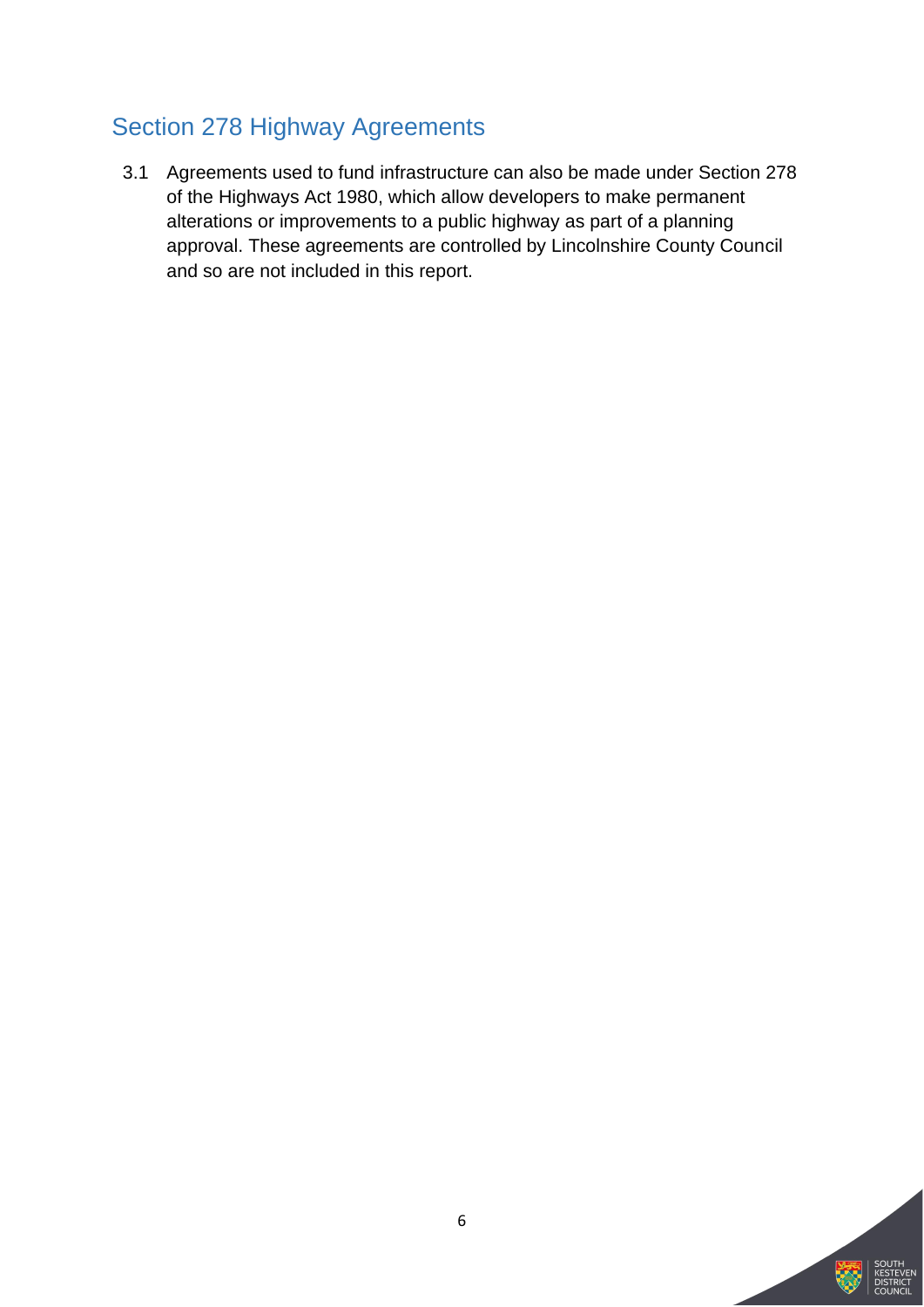## Section 278 Highway Agreements

3.1 Agreements used to fund infrastructure can also be made under Section 278 of the Highways Act 1980, which allow developers to make permanent alterations or improvements to a public highway as part of a planning approval. These agreements are controlled by Lincolnshire County Council and so are not included in this report.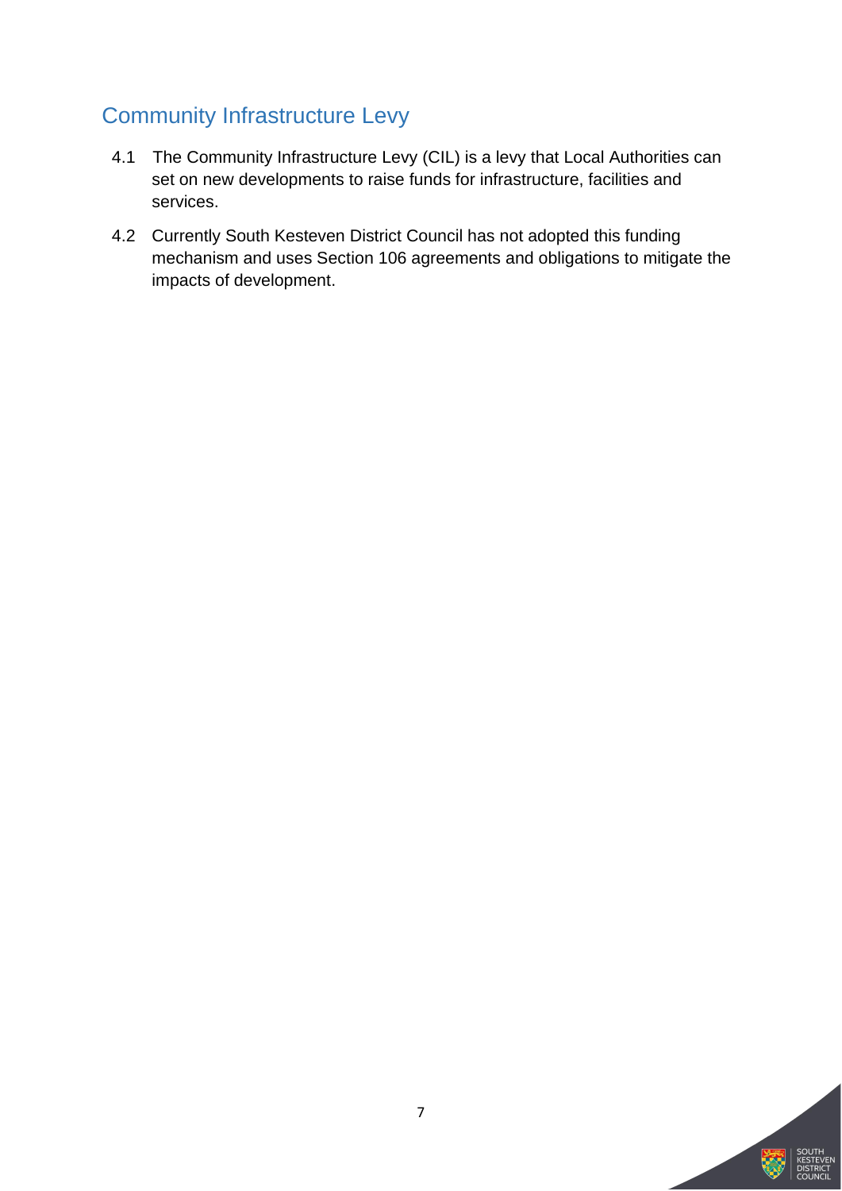## Community Infrastructure Levy

4.1 The Community Infrastructure Levy (CIL) is a levy that Local Authorities can set on new developments to raise funds for infrastructure, facilities and services.

4.2 Currently South Kesteven District Council has not adopted this funding mechanism and uses Section 106 agreements and obligations to mitigate the impacts of development.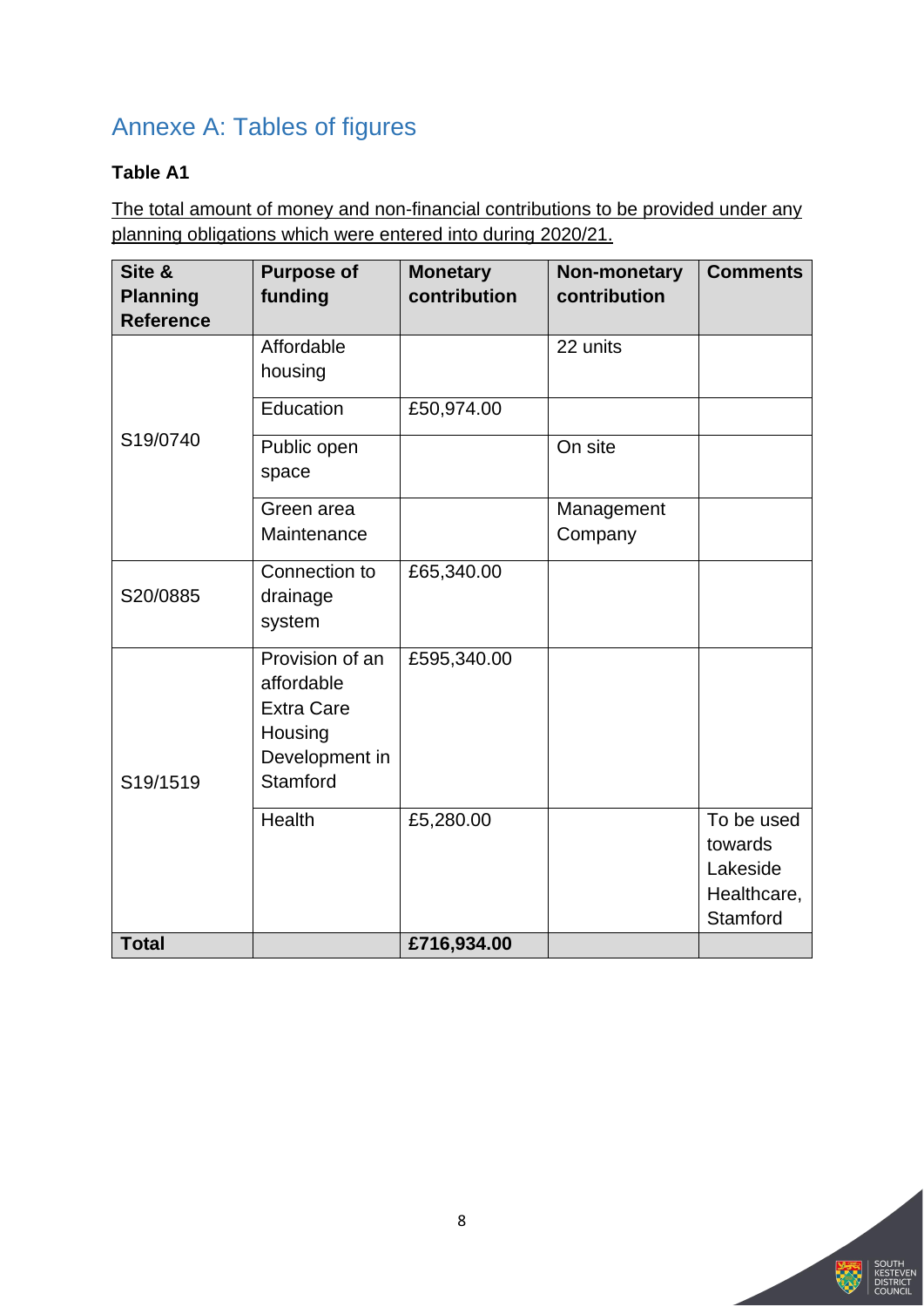## Annexe A: Tables of figures

**Table A1**

The total amount of money and non-financial contributions to be provided under any planning obligations which were entered into during 2020/21.

| Site & Planning Reference | Purpose of funding | Monetary contribution | Non-monetary contribution | Comments |
|---|---|---|---|---|
| S19/0740 | Affordable housing | | 22 units | |
| | Education | £50,974.00 | | |
| | Public open space | | On site | |
| | Green area Maintenance | | Management Company | |
| S20/0885 | Connection to drainage system | £65,340.00 | | |
| S19/1519 | Provision of an affordable Extra Care Housing Development in Stamford | £595,340.00 | | |
| | Health | £5,280.00 | | To be used towards Lakeside Healthcare, Stamford |
| **Total** | | **£716,934.00** | | |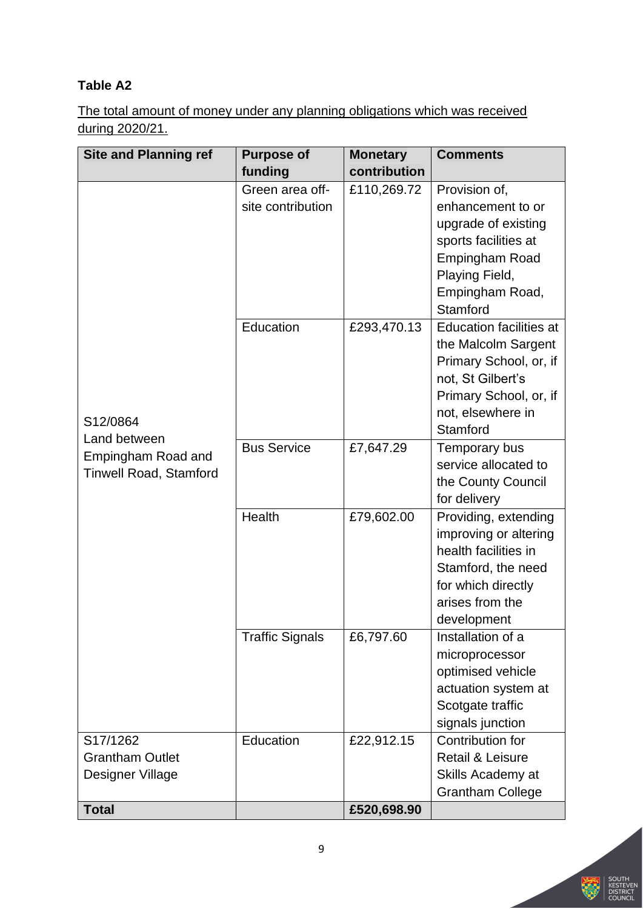**Table A2**

<u>The total amount of money under any planning obligations which was received during 2020/21.</u>

| Site and Planning ref | Purpose of funding | Monetary contribution | Comments |
|---|---|---|---|
| S12/0864 Land between Empingham Road and Tinwell Road, Stamford | Green area off-site contribution | £110,269.72 | Provision of, enhancement to or upgrade of existing sports facilities at Empingham Road Playing Field, Empingham Road, Stamford |
| | Education | £293,470.13 | Education facilities at the Malcolm Sargent Primary School, or, if not, St Gilbert's Primary School, or, if not, elsewhere in Stamford |
| | Bus Service | £7,647.29 | Temporary bus service allocated to the County Council for delivery |
| | Health | £79,602.00 | Providing, extending improving or altering health facilities in Stamford, the need for which directly arises from the development |
| | Traffic Signals | £6,797.60 | Installation of a microprocessor optimised vehicle actuation system at Scotgate traffic signals junction |
| S17/1262 Grantham Outlet Designer Village | Education | £22,912.15 | Contribution for Retail & Leisure Skills Academy at Grantham College |
| **Total** | | **£520,698.90** | |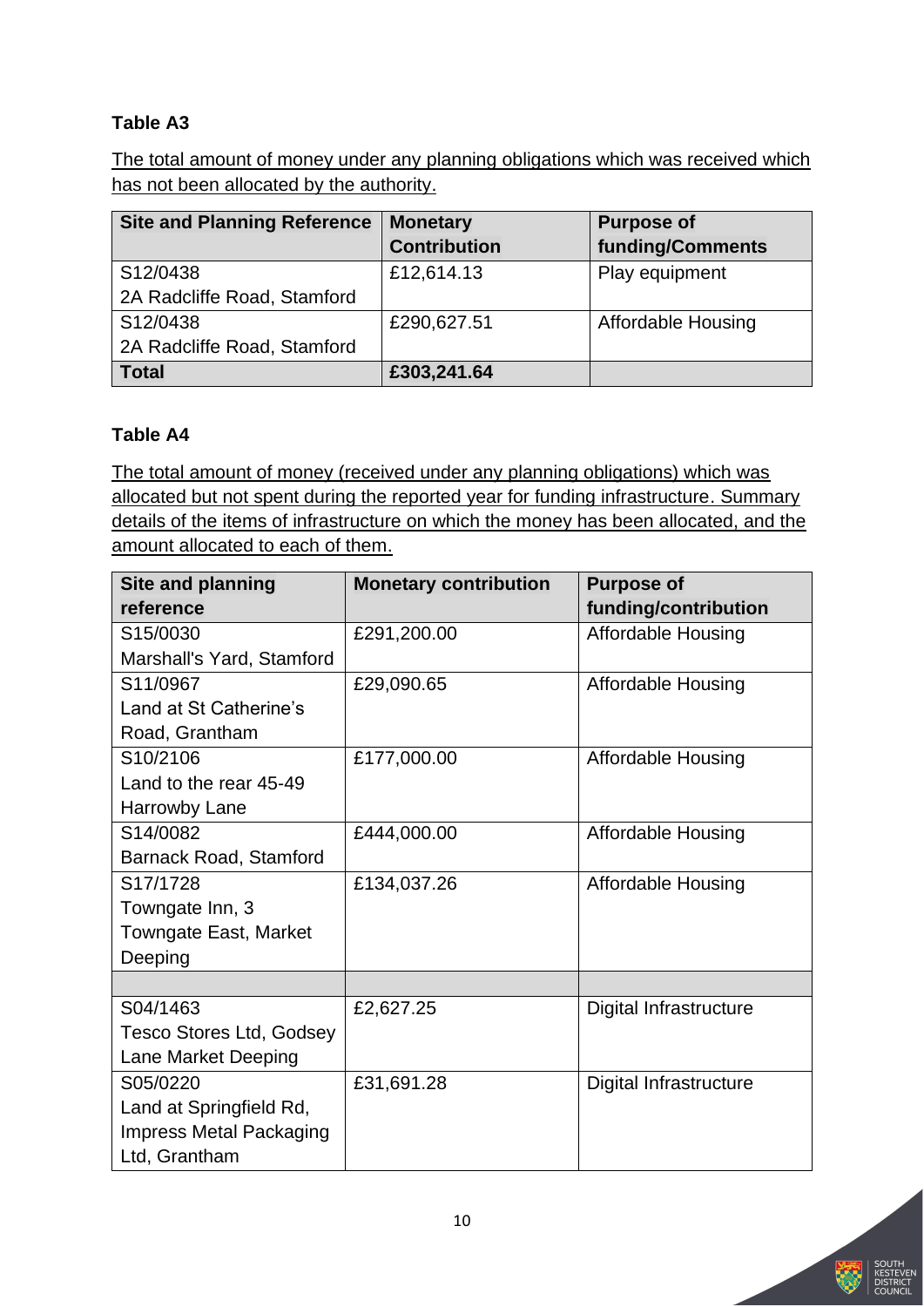**Table A3**

The total amount of money under any planning obligations which was received which has not been allocated by the authority.

| Site and Planning Reference | Monetary Contribution | Purpose of funding/Comments |
|---|---|---|
| S12/0438<br>2A Radcliffe Road, Stamford | £12,614.13 | Play equipment |
| S12/0438<br>2A Radcliffe Road, Stamford | £290,627.51 | Affordable Housing |
| **Total** | **£303,241.64** | |

**Table A4**

The total amount of money (received under any planning obligations) which was allocated but not spent during the reported year for funding infrastructure. Summary details of the items of infrastructure on which the money has been allocated, and the amount allocated to each of them.

| Site and planning reference | Monetary contribution | Purpose of funding/contribution |
|---|---|---|
| S15/0030<br>Marshall's Yard, Stamford | £291,200.00 | Affordable Housing |
| S11/0967<br>Land at St Catherine's Road, Grantham | £29,090.65 | Affordable Housing |
| S10/2106<br>Land to the rear 45-49 Harrowby Lane | £177,000.00 | Affordable Housing |
| S14/0082<br>Barnack Road, Stamford | £444,000.00 | Affordable Housing |
| S17/1728<br>Towngate Inn, 3 Towngate East, Market Deeping | £134,037.26 | Affordable Housing |
| | | |
| S04/1463<br>Tesco Stores Ltd, Godsey Lane Market Deeping | £2,627.25 | Digital Infrastructure |
| S05/0220<br>Land at Springfield Rd, Impress Metal Packaging Ltd, Grantham | £31,691.28 | Digital Infrastructure |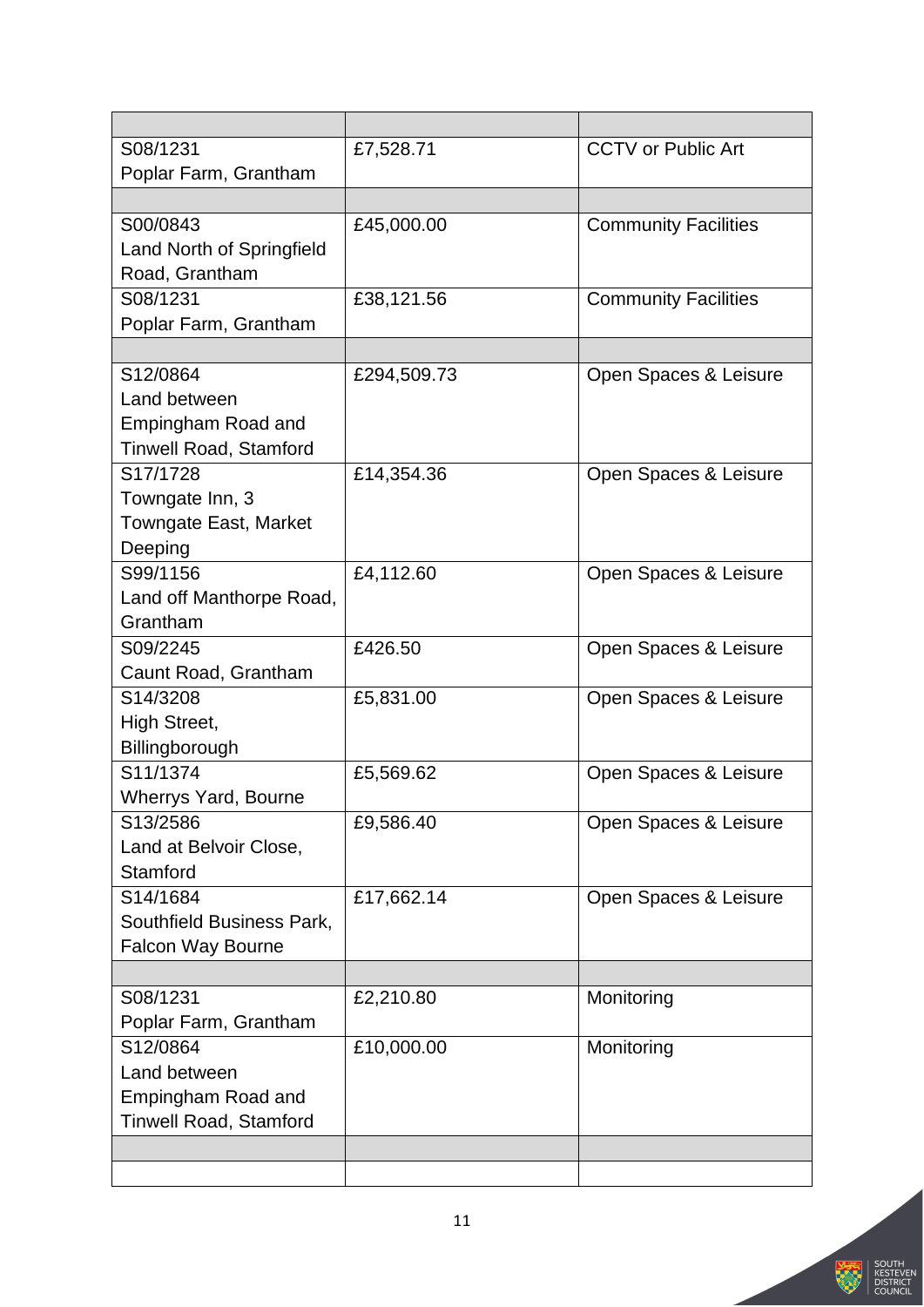| | | |
|---|---|---|
| S08/1231 Poplar Farm, Grantham | £7,528.71 | CCTV or Public Art |
| | | |
| S00/0843 Land North of Springfield Road, Grantham | £45,000.00 | Community Facilities |
| S08/1231 Poplar Farm, Grantham | £38,121.56 | Community Facilities |
| | | |
| S12/0864 Land between Empingham Road and Tinwell Road, Stamford | £294,509.73 | Open Spaces & Leisure |
| S17/1728 Towngate Inn, 3 Towngate East, Market Deeping | £14,354.36 | Open Spaces & Leisure |
| S99/1156 Land off Manthorpe Road, Grantham | £4,112.60 | Open Spaces & Leisure |
| S09/2245 Caunt Road, Grantham | £426.50 | Open Spaces & Leisure |
| S14/3208 High Street, Billingborough | £5,831.00 | Open Spaces & Leisure |
| S11/1374 Wherrys Yard, Bourne | £5,569.62 | Open Spaces & Leisure |
| S13/2586 Land at Belvoir Close, Stamford | £9,586.40 | Open Spaces & Leisure |
| S14/1684 Southfield Business Park, Falcon Way Bourne | £17,662.14 | Open Spaces & Leisure |
| | | |
| S08/1231 Poplar Farm, Grantham | £2,210.80 | Monitoring |
| S12/0864 Land between Empingham Road and Tinwell Road, Stamford | £10,000.00 | Monitoring |
| | | |
| | | |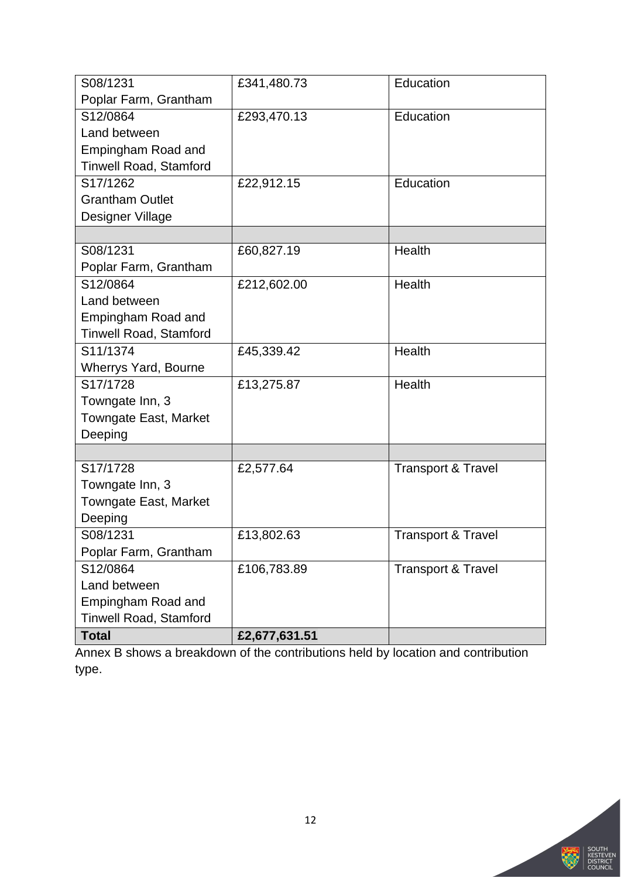| | | |
|---|---|---|
| S08/1231 Poplar Farm, Grantham | £341,480.73 | Education |
| S12/0864 Land between Empingham Road and Tinwell Road, Stamford | £293,470.13 | Education |
| S17/1262 Grantham Outlet Designer Village | £22,912.15 | Education |
| | | |
| S08/1231 Poplar Farm, Grantham | £60,827.19 | Health |
| S12/0864 Land between Empingham Road and Tinwell Road, Stamford | £212,602.00 | Health |
| S11/1374 Wherrys Yard, Bourne | £45,339.42 | Health |
| S17/1728 Towngate Inn, 3 Towngate East, Market Deeping | £13,275.87 | Health |
| | | |
| S17/1728 Towngate Inn, 3 Towngate East, Market Deeping | £2,577.64 | Transport & Travel |
| S08/1231 Poplar Farm, Grantham | £13,802.63 | Transport & Travel |
| S12/0864 Land between Empingham Road and Tinwell Road, Stamford | £106,783.89 | Transport & Travel |
| **Total** | **£2,677,631.51** | |

Annex B shows a breakdown of the contributions held by location and contribution type.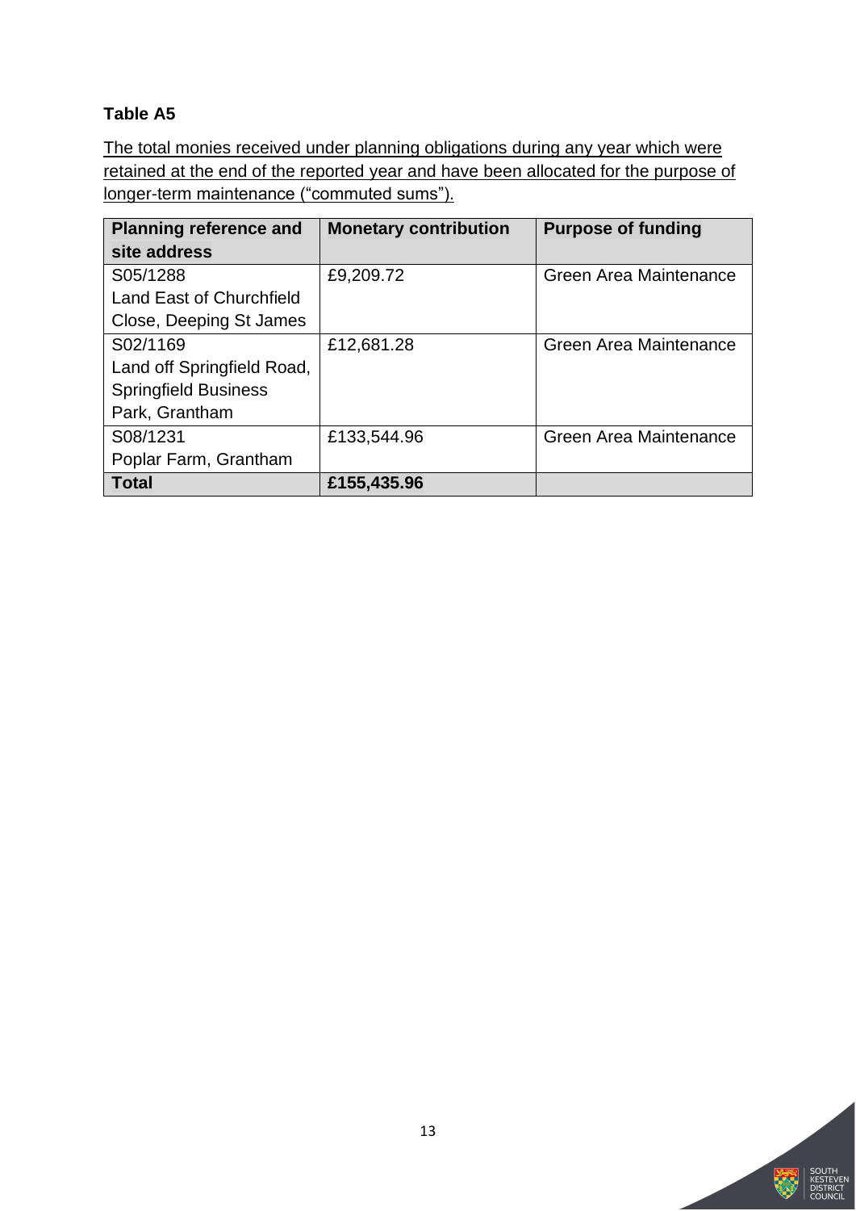**Table A5**

The total monies received under planning obligations during any year which were retained at the end of the reported year and have been allocated for the purpose of longer-term maintenance ("commuted sums").

| Planning reference and site address | Monetary contribution | Purpose of funding |
|---|---|---|
| S05/1288 Land East of Churchfield Close, Deeping St James | £9,209.72 | Green Area Maintenance |
| S02/1169 Land off Springfield Road, Springfield Business Park, Grantham | £12,681.28 | Green Area Maintenance |
| S08/1231 Poplar Farm, Grantham | £133,544.96 | Green Area Maintenance |
| **Total** | **£155,435.96** | |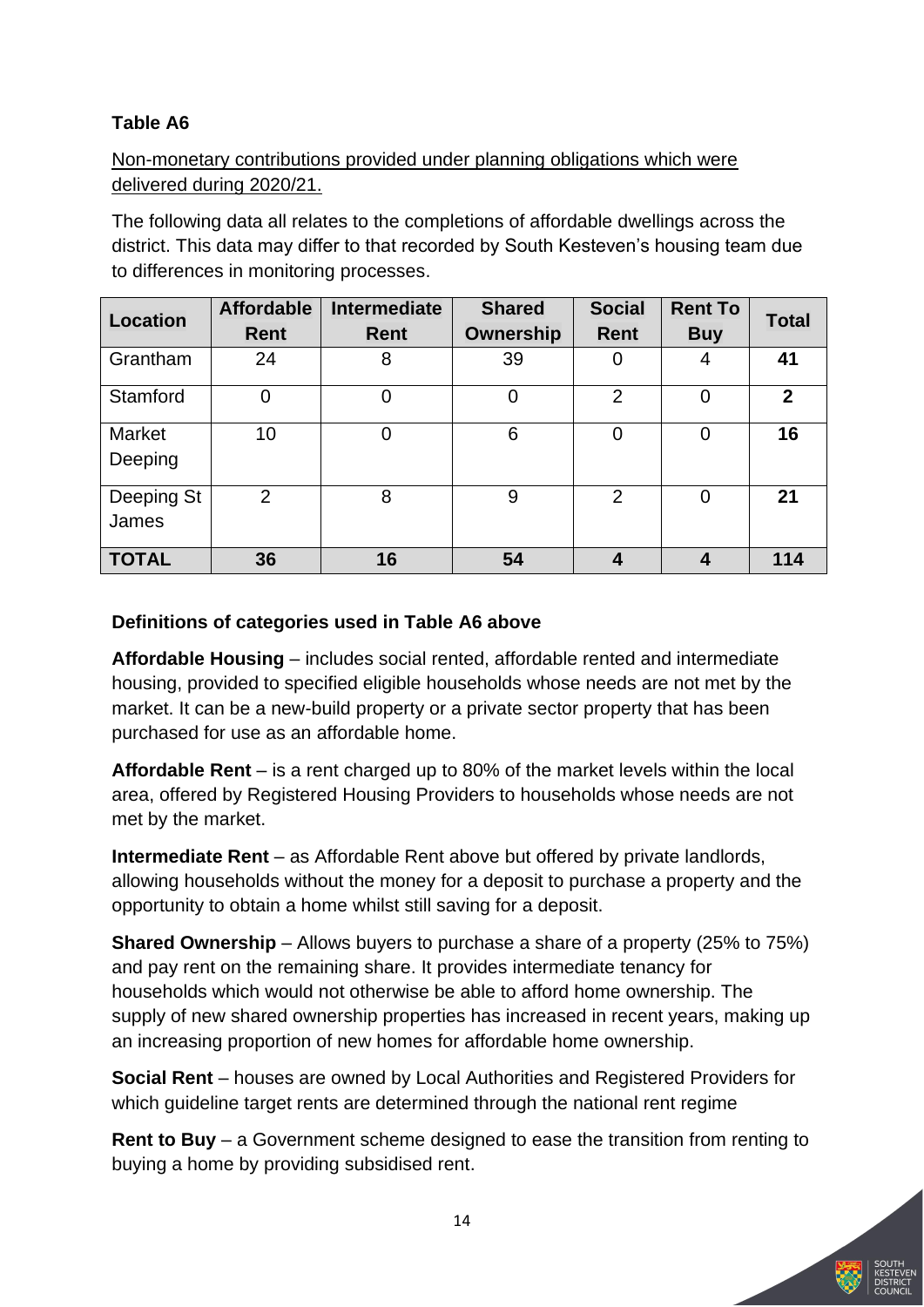**Table A6**

Non-monetary contributions provided under planning obligations which were delivered during 2020/21.

The following data all relates to the completions of affordable dwellings across the district. This data may differ to that recorded by South Kesteven's housing team due to differences in monitoring processes.

| Location | Affordable Rent | Intermediate Rent | Shared Ownership | Social Rent | Rent To Buy | Total |
|---|---|---|---|---|---|---|
| Grantham | 24 | 8 | 39 | 0 | 4 | **41** |
| Stamford | 0 | 0 | 0 | 2 | 0 | **2** |
| Market Deeping | 10 | 0 | 6 | 0 | 0 | **16** |
| Deeping St James | 2 | 8 | 9 | 2 | 0 | **21** |
| **TOTAL** | **36** | **16** | **54** | **4** | **4** | **114** |

**Definitions of categories used in Table A6 above**

**Affordable Housing** – includes social rented, affordable rented and intermediate housing, provided to specified eligible households whose needs are not met by the market. It can be a new-build property or a private sector property that has been purchased for use as an affordable home.

**Affordable Rent** – is a rent charged up to 80% of the market levels within the local area, offered by Registered Housing Providers to households whose needs are not met by the market.

**Intermediate Rent** – as Affordable Rent above but offered by private landlords, allowing households without the money for a deposit to purchase a property and the opportunity to obtain a home whilst still saving for a deposit.

**Shared Ownership** – Allows buyers to purchase a share of a property (25% to 75%) and pay rent on the remaining share. It provides intermediate tenancy for households which would not otherwise be able to afford home ownership. The supply of new shared ownership properties has increased in recent years, making up an increasing proportion of new homes for affordable home ownership.

**Social Rent** – houses are owned by Local Authorities and Registered Providers for which guideline target rents are determined through the national rent regime

**Rent to Buy** – a Government scheme designed to ease the transition from renting to buying a home by providing subsidised rent.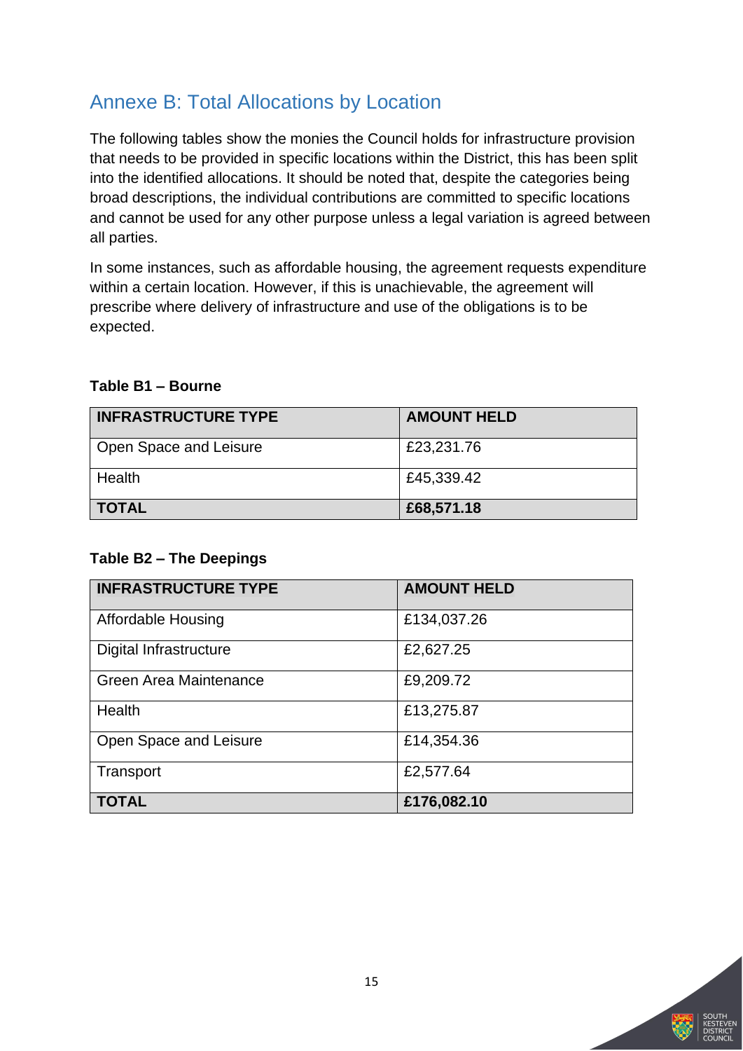## Annexe B: Total Allocations by Location

The following tables show the monies the Council holds for infrastructure provision that needs to be provided in specific locations within the District, this has been split into the identified allocations. It should be noted that, despite the categories being broad descriptions, the individual contributions are committed to specific locations and cannot be used for any other purpose unless a legal variation is agreed between all parties.

In some instances, such as affordable housing, the agreement requests expenditure within a certain location. However, if this is unachievable, the agreement will prescribe where delivery of infrastructure and use of the obligations is to be expected.

**Table B1 – Bourne**

| INFRASTRUCTURE TYPE | AMOUNT HELD |
|---|---|
| Open Space and Leisure | £23,231.76 |
| Health | £45,339.42 |
| **TOTAL** | **£68,571.18** |

**Table B2 – The Deepings**

| INFRASTRUCTURE TYPE | AMOUNT HELD |
|---|---|
| Affordable Housing | £134,037.26 |
| Digital Infrastructure | £2,627.25 |
| Green Area Maintenance | £9,209.72 |
| Health | £13,275.87 |
| Open Space and Leisure | £14,354.36 |
| Transport | £2,577.64 |
| **TOTAL** | **£176,082.10** |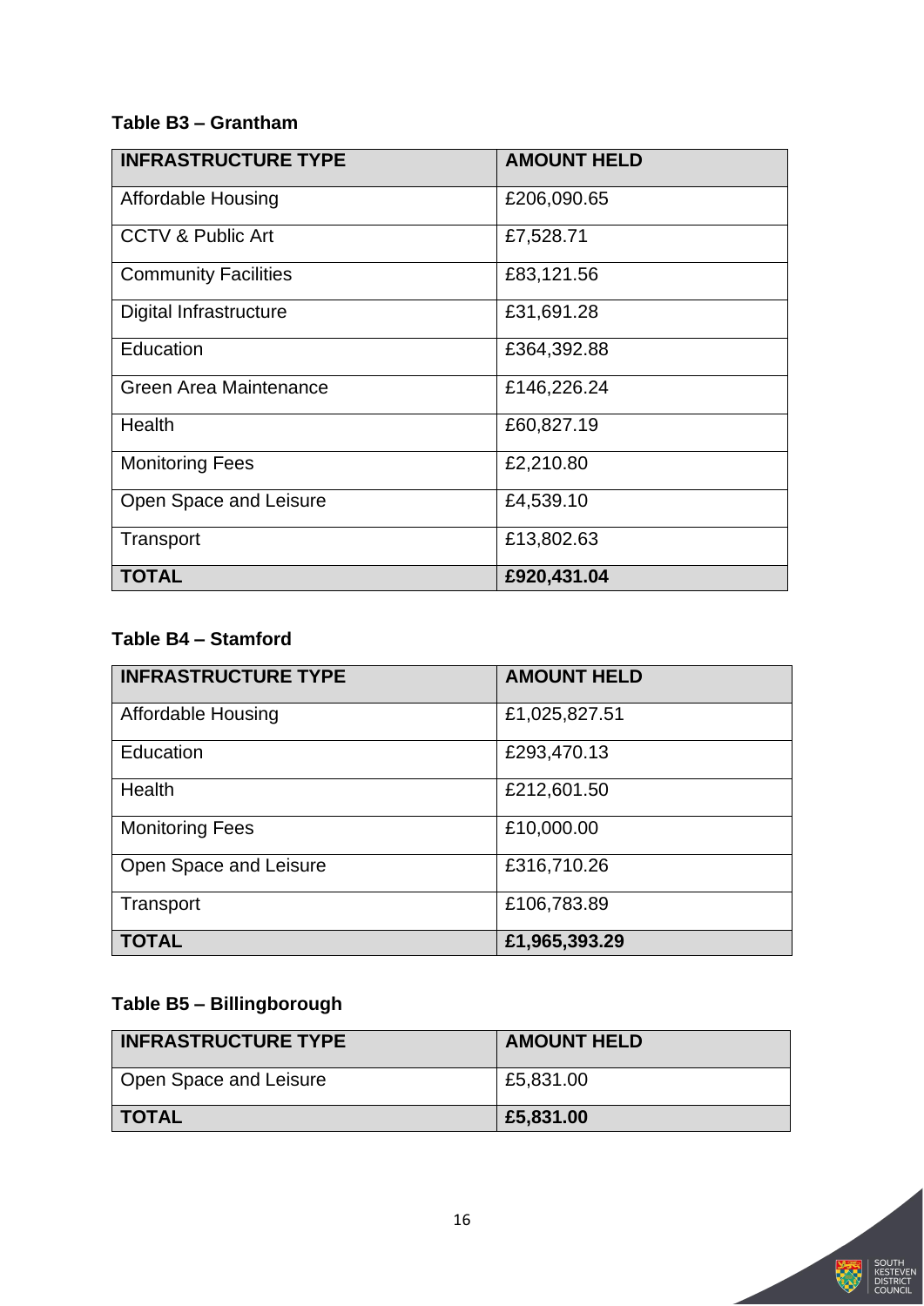**Table B3 – Grantham**

| INFRASTRUCTURE TYPE | AMOUNT HELD |
|---|---|
| Affordable Housing | £206,090.65 |
| CCTV & Public Art | £7,528.71 |
| Community Facilities | £83,121.56 |
| Digital Infrastructure | £31,691.28 |
| Education | £364,392.88 |
| Green Area Maintenance | £146,226.24 |
| Health | £60,827.19 |
| Monitoring Fees | £2,210.80 |
| Open Space and Leisure | £4,539.10 |
| Transport | £13,802.63 |
| **TOTAL** | **£920,431.04** |

**Table B4 – Stamford**

| INFRASTRUCTURE TYPE | AMOUNT HELD |
|---|---|
| Affordable Housing | £1,025,827.51 |
| Education | £293,470.13 |
| Health | £212,601.50 |
| Monitoring Fees | £10,000.00 |
| Open Space and Leisure | £316,710.26 |
| Transport | £106,783.89 |
| **TOTAL** | **£1,965,393.29** |

**Table B5 – Billingborough**

| INFRASTRUCTURE TYPE | AMOUNT HELD |
|---|---|
| Open Space and Leisure | £5,831.00 |
| **TOTAL** | **£5,831.00** |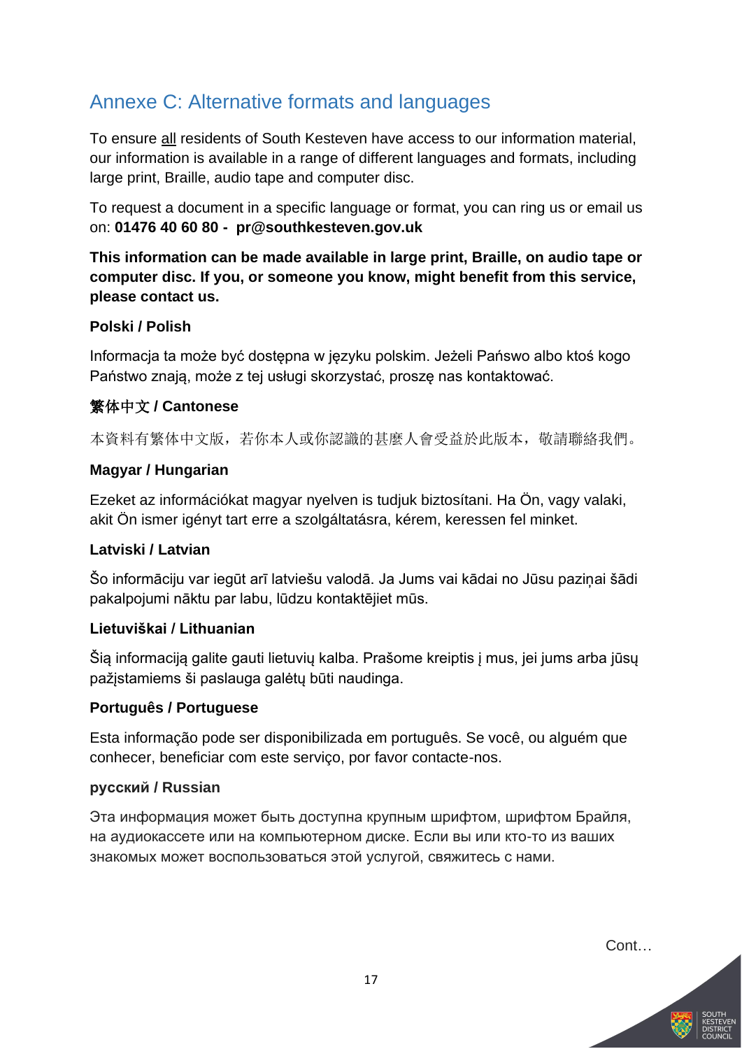## Annexe C: Alternative formats and languages

To ensure all residents of South Kesteven have access to our information material, our information is available in a range of different languages and formats, including large print, Braille, audio tape and computer disc.

To request a document in a specific language or format, you can ring us or email us on: **01476 40 60 80 - pr@southkesteven.gov.uk**

**This information can be made available in large print, Braille, on audio tape or computer disc. If you, or someone you know, might benefit from this service, please contact us.**

**Polski / Polish**

Informacja ta może być dostępna w języku polskim. Jeżeli Państwo albo ktoś kogo Państwo znają, może z tej usługi skorzystać, proszę nas kontaktować.

**繁体中文 / Cantonese**

本資料有繁体中文版，若你本人或你認識的甚麼人會受益於此版本，敬請聯絡我們。

**Magyar / Hungarian**

Ezeket az információkat magyar nyelven is tudjuk biztosítani. Ha Ön, vagy valaki, akit Ön ismer igényt tart erre a szolgáltatásra, kérem, keressen fel minket.

**Latviski / Latvian**

Šo informāciju var iegūt arī latviešu valodā. Ja Jums vai kādai no Jūsu paziņai šādi pakalpojumi nāktu par labu, lūdzu kontaktējiet mūs.

**Lietuviškai / Lithuanian**

Šią informaciją galite gauti lietuvių kalba. Prašome kreiptis į mus, jei jums arba jūsų pažįstamiems ši paslauga galėtų būti naudinga.

**Português / Portuguese**

Esta informação pode ser disponibilizada em português. Se você, ou alguém que conhecer, beneficiar com este serviço, por favor contacte-nos.

**русский / Russian**

Эта информация может быть доступна крупным шрифтом, шрифтом Брайля, на аудиокассете или на компьютерном диске. Если вы или кто-то из ваших знакомых может воспользоваться этой услугой, свяжитесь с нами.

Cont…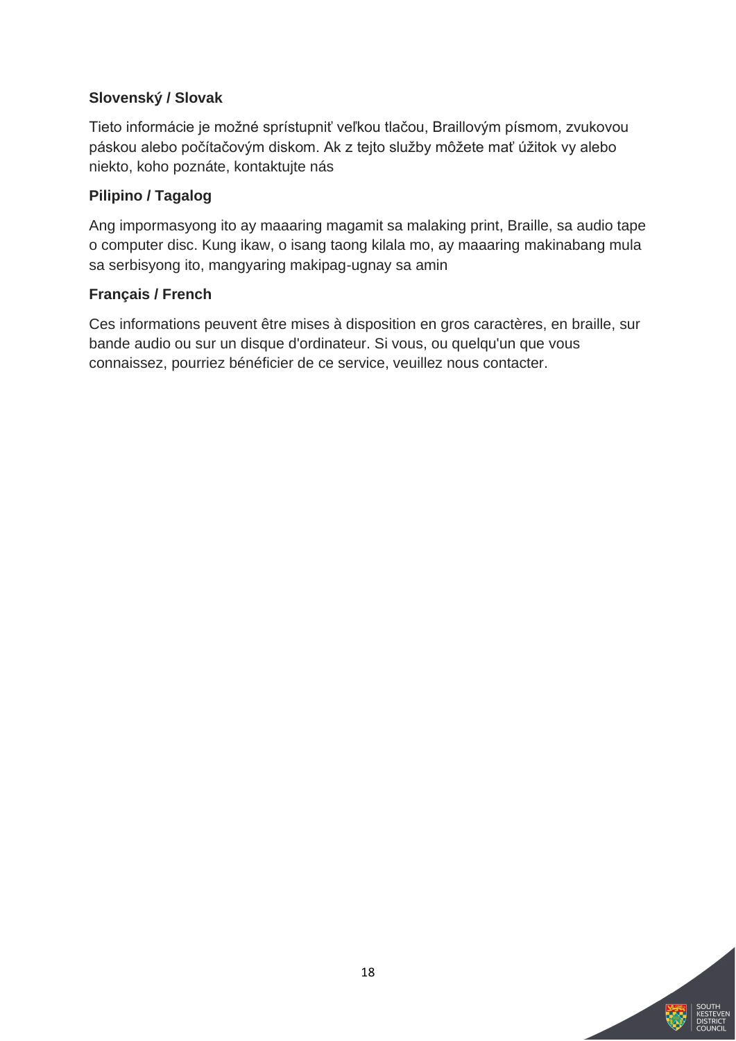**Slovenský / Slovak**

Tieto informácie je možné sprístupniť veľkou tlačou, Braillovým písmom, zvukovou páskou alebo počítačovým diskom. Ak z tejto služby môžete mať úžitok vy alebo niekto, koho poznáte, kontaktujte nás

**Pilipino / Tagalog**

Ang impormasyong ito ay maaaring magamit sa malaking print, Braille, sa audio tape o computer disc. Kung ikaw, o isang taong kilala mo, ay maaaring makinabang mula sa serbisyong ito, mangyaring makipag-ugnay sa amin

**Français / French**

Ces informations peuvent être mises à disposition en gros caractères, en braille, sur bande audio ou sur un disque d'ordinateur. Si vous, ou quelqu'un que vous connaissez, pourriez bénéficier de ce service, veuillez nous contacter.